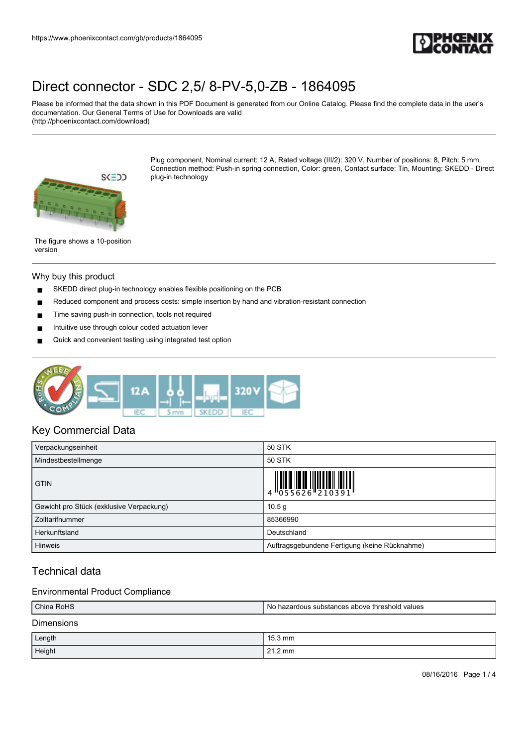# Direct connector - SDC 2,5/ 8-PV-5,0-ZB - 1864095

Please be informed that the data shown in this PDF Document is generated from our Online Catalog. Please find the complete data in the user's documentation. Our General Terms of Use for Downloads are valid (http://phoenixcontact.com/download)

Plug component, Nominal current: 12 A, Rated voltage (III/2): 320 V, Number of positions: 8, Pitch: 5 mm, Connection method: Push-in spring connection, Color: green, Contact surface: Tin, Mounting: SKEDD - Direct plug-in technology

The figure shows a 10-position version

## Why buy this product

- SKEDD direct plug-in technology enables flexible positioning on the PCB
- Reduced component and process costs: simple insertion by hand and vibration-resistant connection
- Time saving push-in connection, tools not required
- Intuitive use through colour coded actuation lever
- Quick and convenient testing using integrated test option

## Key Commercial Data

| | |
|---|---|
| Verpackungseinheit | 50 STK |
| Mindestbestellmenge | 50 STK |
| GTIN | 4 055626 210391 |
| Gewicht pro Stück (exklusive Verpackung) | 10.5 g |
| Zolltarifnummer | 85366990 |
| Herkunftsland | Deutschland |
| Hinweis | Auftragsgebundene Fertigung (keine Rücknahme) |

## Technical data

### Environmental Product Compliance

| | |
|---|---|
| China RoHS | No hazardous substances above threshold values |

### Dimensions

| | |
|---|---|
| Length | 15.3 mm |
| Height | 21.2 mm |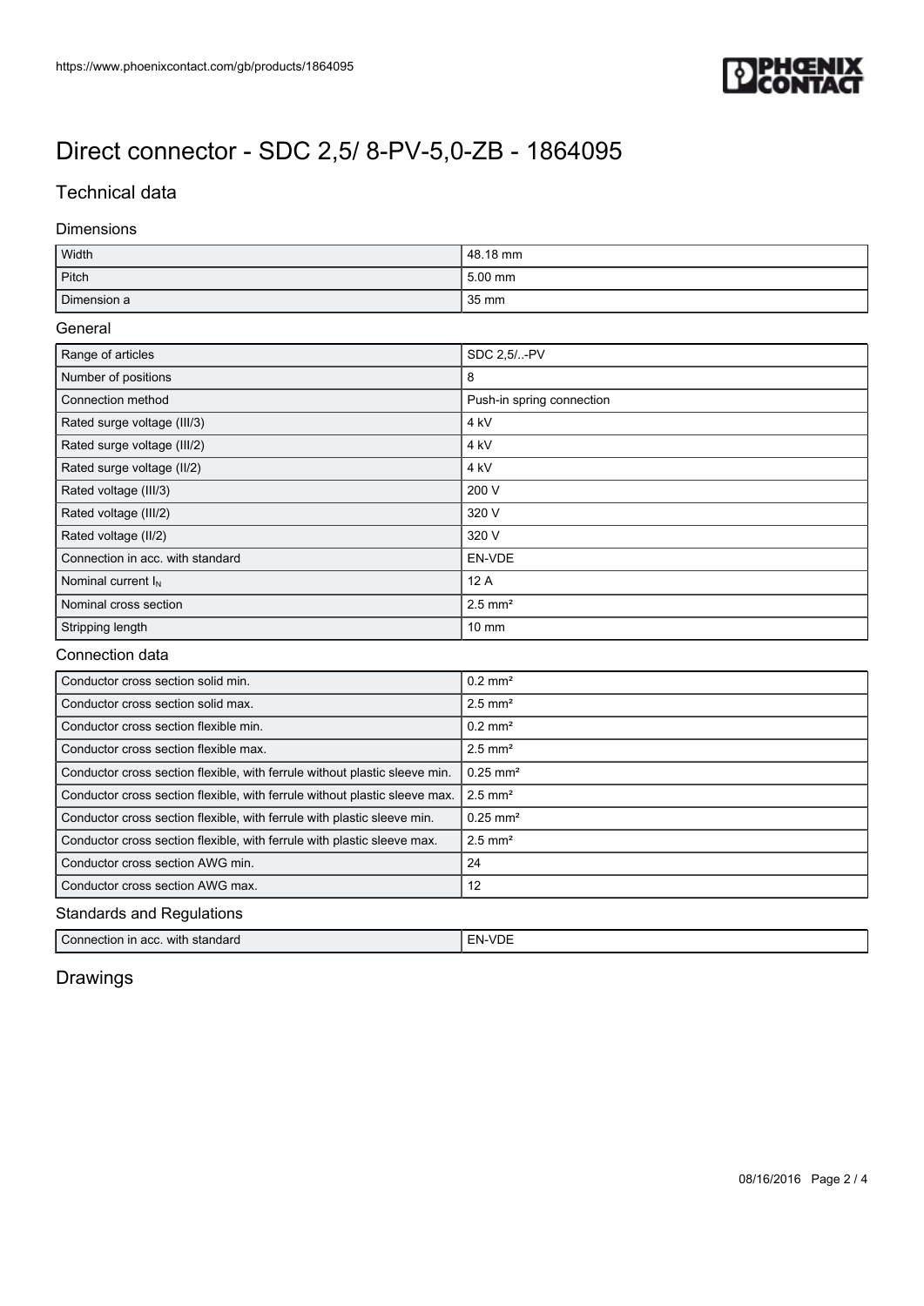# Direct connector - SDC 2,5/ 8-PV-5,0-ZB - 1864095

## Technical data

### Dimensions

| | |
|---|---|
| Width | 48.18 mm |
| Pitch | 5.00 mm |
| Dimension a | 35 mm |

### General

| | |
|---|---|
| Range of articles | SDC 2,5/..-PV |
| Number of positions | 8 |
| Connection method | Push-in spring connection |
| Rated surge voltage (III/3) | 4 kV |
| Rated surge voltage (III/2) | 4 kV |
| Rated surge voltage (II/2) | 4 kV |
| Rated voltage (III/3) | 200 V |
| Rated voltage (III/2) | 320 V |
| Rated voltage (II/2) | 320 V |
| Connection in acc. with standard | EN-VDE |
| Nominal current $I_N$ | 12 A |
| Nominal cross section | 2.5 mm² |
| Stripping length | 10 mm |

### Connection data

| | |
|---|---|
| Conductor cross section solid min. | 0.2 mm² |
| Conductor cross section solid max. | 2.5 mm² |
| Conductor cross section flexible min. | 0.2 mm² |
| Conductor cross section flexible max. | 2.5 mm² |
| Conductor cross section flexible, with ferrule without plastic sleeve min. | 0.25 mm² |
| Conductor cross section flexible, with ferrule without plastic sleeve max. | 2.5 mm² |
| Conductor cross section flexible, with ferrule with plastic sleeve min. | 0.25 mm² |
| Conductor cross section flexible, with ferrule with plastic sleeve max. | 2.5 mm² |
| Conductor cross section AWG min. | 24 |
| Conductor cross section AWG max. | 12 |

### Standards and Regulations

| | |
|---|---|
| Connection in acc. with standard | EN-VDE |

## Drawings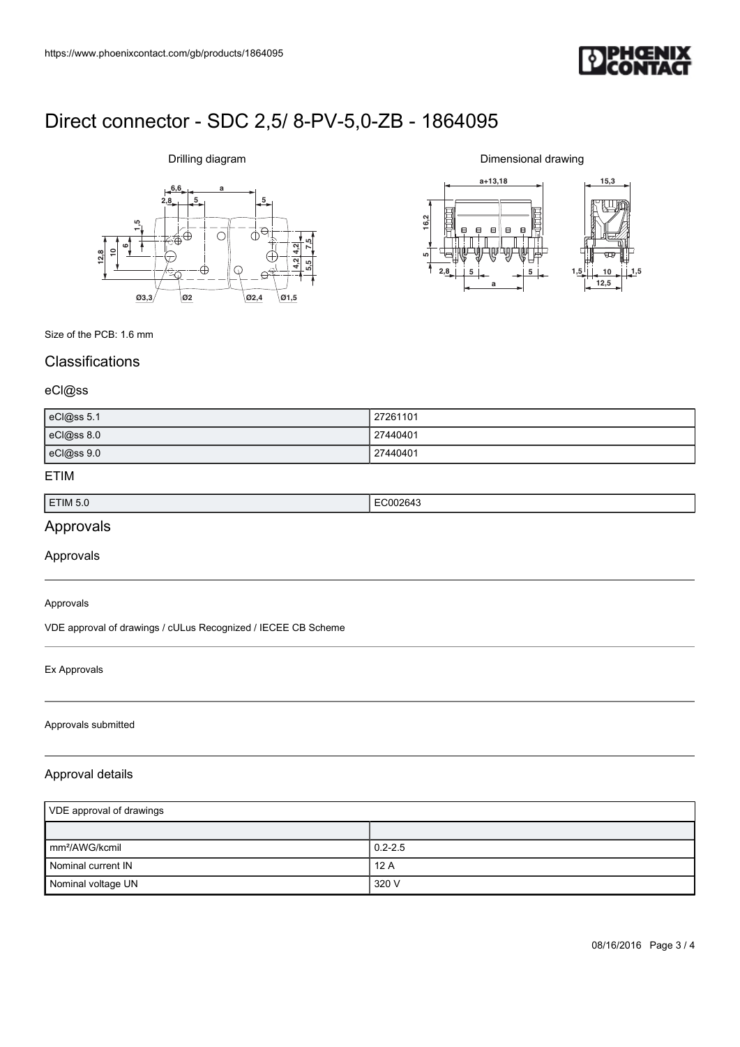# Direct connector - SDC 2,5/ 8-PV-5,0-ZB - 1864095

Drilling diagram

Dimensional drawing

Size of the PCB: 1.6 mm

## Classifications

### eCl@ss

| eCl@ss 5.1 | 27261101 |
|---|---|
| eCl@ss 8.0 | 27440401 |
| eCl@ss 9.0 | 27440401 |

### ETIM

| ETIM 5.0 | EC002643 |
|---|---|

## Approvals

### Approvals

Approvals

VDE approval of drawings / cULus Recognized / IECEE CB Scheme

Ex Approvals

Approvals submitted

### Approval details

| VDE approval of drawings | |
|---|---|
| | |
| mm²/AWG/kcmil | 0.2-2.5 |
| Nominal current IN | 12 A |
| Nominal voltage UN | 320 V |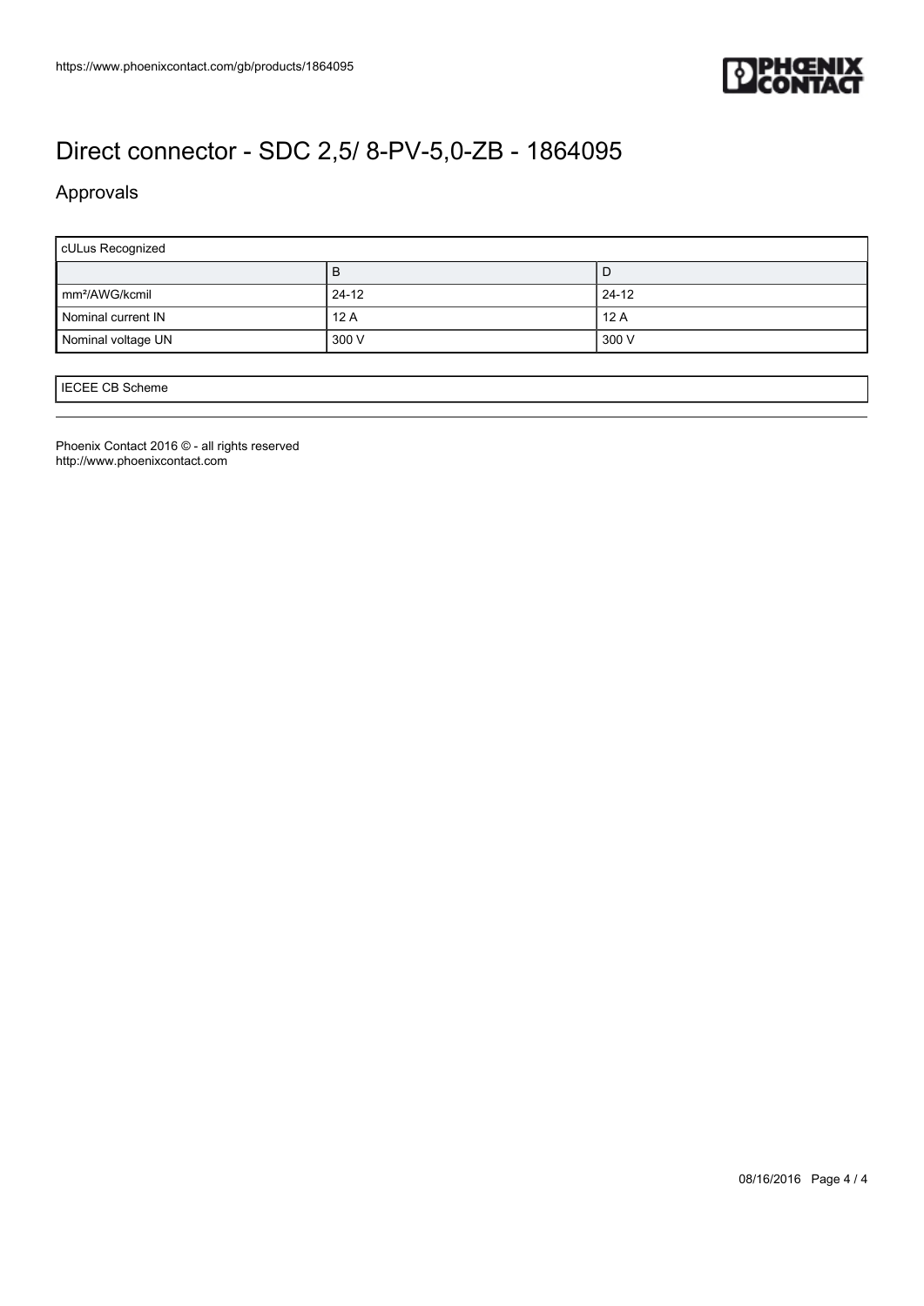# Direct connector - SDC 2,5/ 8-PV-5,0-ZB - 1864095

## Approvals

cULus Recognized

| | B | D |
|---|---|---|
| mm²/AWG/kcmil | 24-12 | 24-12 |
| Nominal current IN | 12 A | 12 A |
| Nominal voltage UN | 300 V | 300 V |

IECEE CB Scheme

Phoenix Contact 2016 © - all rights reserved
http://www.phoenixcontact.com